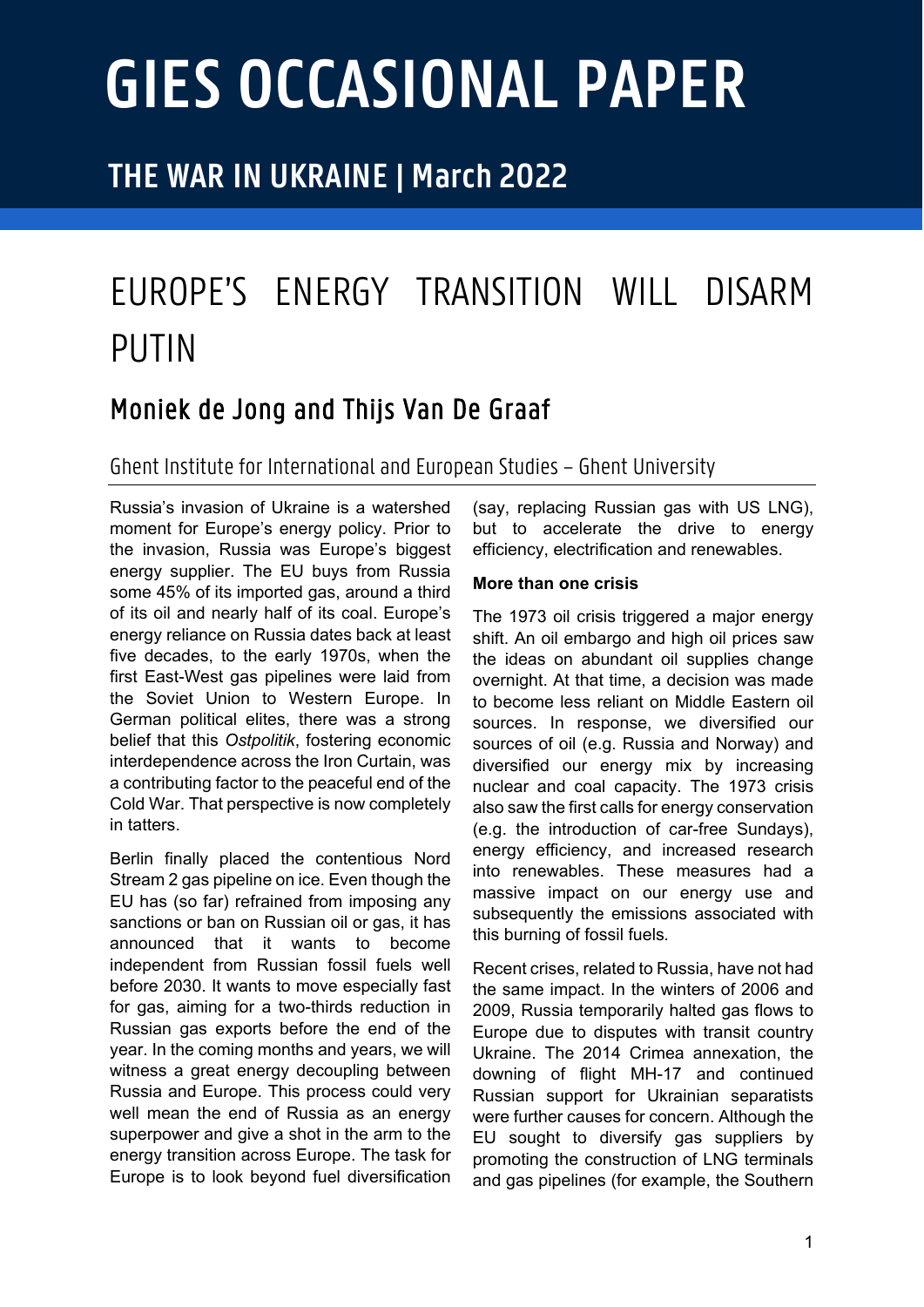# GIES OCCASIONAL PAPER

## THE WAR IN UKRAINE | March 2022

# EUROPE'S ENERGY TRANSITION WILL DISARM PUTIN

## Moniek de Jong and Thijs Van De Graaf

Ghent Institute for International and European Studies – Ghent University

Russia's invasion of Ukraine is a watershed moment for Europe's energy policy. Prior to the invasion, Russia was Europe's biggest energy supplier. The EU buys from Russia some 45% of its imported gas, around a third of its oil and nearly half of its coal. Europe's energy reliance on Russia dates back at least five decades, to the early 1970s, when the first East-West gas pipelines were laid from the Soviet Union to Western Europe. In German political elites, there was a strong belief that this *Ostpolitik*, fostering economic interdependence across the Iron Curtain, was a contributing factor to the peaceful end of the Cold War. That perspective is now completely in tatters.

Berlin finally placed the contentious Nord Stream 2 gas pipeline on ice. Even though the EU has (so far) refrained from imposing any sanctions or ban on Russian oil or gas, it has announced that it wants to become independent from Russian fossil fuels well before 2030. It wants to move especially fast for gas, aiming for a two-thirds reduction in Russian gas exports before the end of the year. In the coming months and years, we will witness a great energy decoupling between Russia and Europe. This process could very well mean the end of Russia as an energy superpower and give a shot in the arm to the energy transition across Europe. The task for Europe is to look beyond fuel diversification (say, replacing Russian gas with US LNG), but to accelerate the drive to energy efficiency, electrification and renewables.

**More than one crisis**

The 1973 oil crisis triggered a major energy shift. An oil embargo and high oil prices saw the ideas on abundant oil supplies change overnight. At that time, a decision was made to become less reliant on Middle Eastern oil sources. In response, we diversified our sources of oil (e.g. Russia and Norway) and diversified our energy mix by increasing nuclear and coal capacity. The 1973 crisis also saw the first calls for energy conservation (e.g. the introduction of car-free Sundays), energy efficiency, and increased research into renewables. These measures had a massive impact on our energy use and subsequently the emissions associated with this burning of fossil fuels.

Recent crises, related to Russia, have not had the same impact. In the winters of 2006 and 2009, Russia temporarily halted gas flows to Europe due to disputes with transit country Ukraine. The 2014 Crimea annexation, the downing of flight MH-17 and continued Russian support for Ukrainian separatists were further causes for concern. Although the EU sought to diversify gas suppliers by promoting the construction of LNG terminals and gas pipelines (for example, the Southern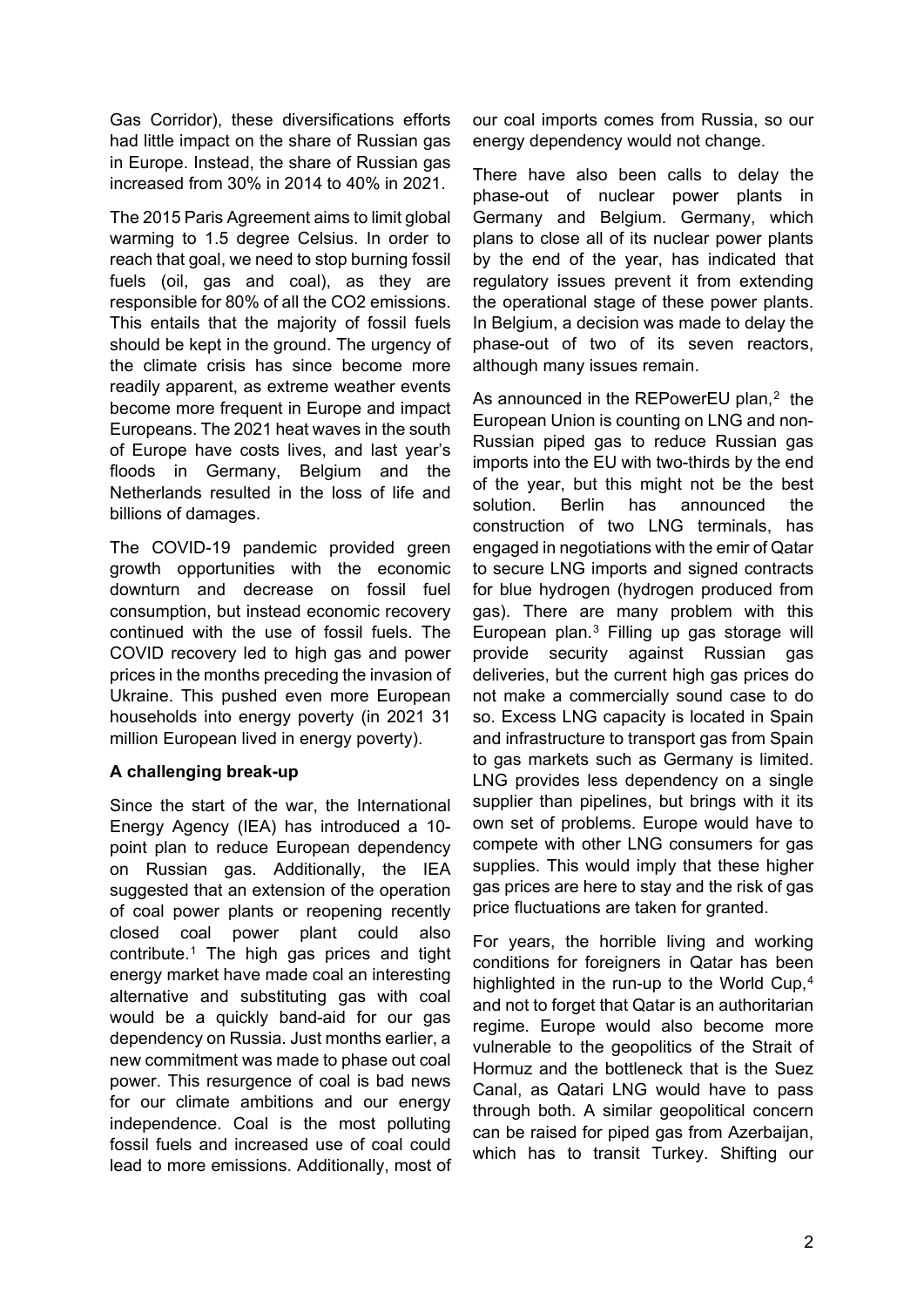Gas Corridor), these diversifications efforts had little impact on the share of Russian gas in Europe. Instead, the share of Russian gas increased from 30% in 2014 to 40% in 2021.

The 2015 Paris Agreement aims to limit global warming to 1.5 degree Celsius. In order to reach that goal, we need to stop burning fossil fuels (oil, gas and coal), as they are responsible for 80% of all the $CO_2$ emissions. This entails that the majority of fossil fuels should be kept in the ground. The urgency of the climate crisis has since become more readily apparent, as extreme weather events become more frequent in Europe and impact Europeans. The 2021 heat waves in the south of Europe have costs lives, and last year's floods in Germany, Belgium and the Netherlands resulted in the loss of life and billions of damages.

The COVID-19 pandemic provided green growth opportunities with the economic downturn and decrease on fossil fuel consumption, but instead economic recovery continued with the use of fossil fuels. The COVID recovery led to high gas and power prices in the months preceding the invasion of Ukraine. This pushed even more European households into energy poverty (in 2021 31 million European lived in energy poverty).

**A challenging break-up**

Since the start of the war, the International Energy Agency (IEA) has introduced a 10-point plan to reduce European dependency on Russian gas. Additionally, the IEA suggested that an extension of the operation of coal power plants or reopening recently closed coal power plant could also contribute.[1] The high gas prices and tight energy market have made coal an interesting alternative and substituting gas with coal would be a quickly band-aid for our gas dependency on Russia. Just months earlier, a new commitment was made to phase out coal power. This resurgence of coal is bad news for our climate ambitions and our energy independence. Coal is the most polluting fossil fuels and increased use of coal could lead to more emissions. Additionally, most of our coal imports comes from Russia, so our energy dependency would not change.

There have also been calls to delay the phase-out of nuclear power plants in Germany and Belgium. Germany, which plans to close all of its nuclear power plants by the end of the year, has indicated that regulatory issues prevent it from extending the operational stage of these power plants. In Belgium, a decision was made to delay the phase-out of two of its seven reactors, although many issues remain.

As announced in the REPowerEU plan,[2] the European Union is counting on LNG and non-Russian piped gas to reduce Russian gas imports into the EU with two-thirds by the end of the year, but this might not be the best solution. Berlin has announced the construction of two LNG terminals, has engaged in negotiations with the emir of Qatar to secure LNG imports and signed contracts for blue hydrogen (hydrogen produced from gas). There are many problem with this European plan.[3] Filling up gas storage will provide security against Russian gas deliveries, but the current high gas prices do not make a commercially sound case to do so. Excess LNG capacity is located in Spain and infrastructure to transport gas from Spain to gas markets such as Germany is limited. LNG provides less dependency on a single supplier than pipelines, but brings with it its own set of problems. Europe would have to compete with other LNG consumers for gas supplies. This would imply that these higher gas prices are here to stay and the risk of gas price fluctuations are taken for granted.

For years, the horrible living and working conditions for foreigners in Qatar has been highlighted in the run-up to the World Cup,[4] and not to forget that Qatar is an authoritarian regime. Europe would also become more vulnerable to the geopolitics of the Strait of Hormuz and the bottleneck that is the Suez Canal, as Qatari LNG would have to pass through both. A similar geopolitical concern can be raised for piped gas from Azerbaijan, which has to transit Turkey. Shifting our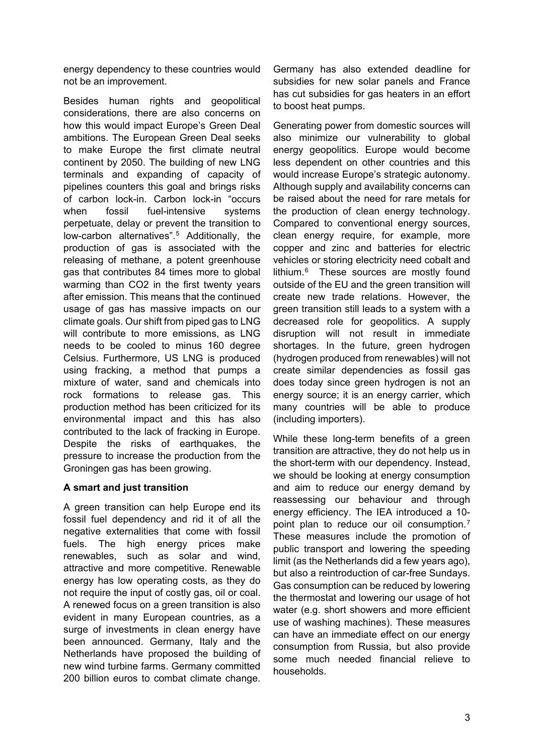energy dependency to these countries would not be an improvement.

Besides human rights and geopolitical considerations, there are also concerns on how this would impact Europe's Green Deal ambitions. The European Green Deal seeks to make Europe the first climate neutral continent by 2050. The building of new LNG terminals and expanding of capacity of pipelines counters this goal and brings risks of carbon lock-in. Carbon lock-in "occurs when fossil fuel-intensive systems perpetuate, delay or prevent the transition to low-carbon alternatives".[5] Additionally, the production of gas is associated with the releasing of methane, a potent greenhouse gas that contributes 84 times more to global warming than CO2 in the first twenty years after emission. This means that the continued usage of gas has massive impacts on our climate goals. Our shift from piped gas to LNG will contribute to more emissions, as LNG needs to be cooled to minus 160 degree Celsius. Furthermore, US LNG is produced using fracking, a method that pumps a mixture of water, sand and chemicals into rock formations to release gas. This production method has been criticized for its environmental impact and this has also contributed to the lack of fracking in Europe. Despite the risks of earthquakes, the pressure to increase the production from the Groningen gas has been growing.

**A smart and just transition**

A green transition can help Europe end its fossil fuel dependency and rid it of all the negative externalities that come with fossil fuels. The high energy prices make renewables, such as solar and wind, attractive and more competitive. Renewable energy has low operating costs, as they do not require the input of costly gas, oil or coal. A renewed focus on a green transition is also evident in many European countries, as a surge of investments in clean energy have been announced. Germany, Italy and the Netherlands have proposed the building of new wind turbine farms. Germany committed 200 billion euros to combat climate change. Germany has also extended deadline for subsidies for new solar panels and France has cut subsidies for gas heaters in an effort to boost heat pumps.

Generating power from domestic sources will also minimize our vulnerability to global energy geopolitics. Europe would become less dependent on other countries and this would increase Europe's strategic autonomy. Although supply and availability concerns can be raised about the need for rare metals for the production of clean energy technology. Compared to conventional energy sources, clean energy require, for example, more copper and zinc and batteries for electric vehicles or storing electricity need cobalt and lithium.[6] These sources are mostly found outside of the EU and the green transition will create new trade relations. However, the green transition still leads to a system with a decreased role for geopolitics. A supply disruption will not result in immediate shortages. In the future, green hydrogen (hydrogen produced from renewables) will not create similar dependencies as fossil gas does today since green hydrogen is not an energy source; it is an energy carrier, which many countries will be able to produce (including importers).

While these long-term benefits of a green transition are attractive, they do not help us in the short-term with our dependency. Instead, we should be looking at energy consumption and aim to reduce our energy demand by reassessing our behaviour and through energy efficiency. The IEA introduced a 10-point plan to reduce our oil consumption.[7] These measures include the promotion of public transport and lowering the speeding limit (as the Netherlands did a few years ago), but also a reintroduction of car-free Sundays. Gas consumption can be reduced by lowering the thermostat and lowering our usage of hot water (e.g. short showers and more efficient use of washing machines). These measures can have an immediate effect on our energy consumption from Russia, but also provide some much needed financial relieve to households.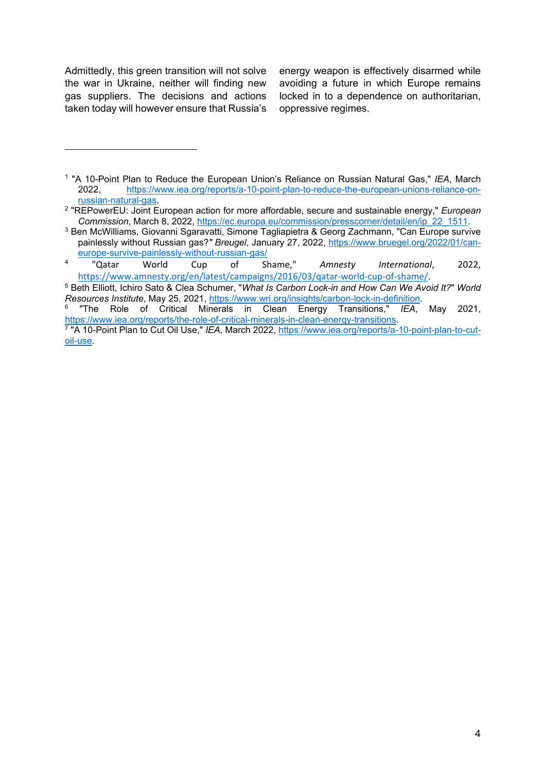Admittedly, this green transition will not solve the war in Ukraine, neither will finding new gas suppliers. The decisions and actions taken today will however ensure that Russia's energy weapon is effectively disarmed while avoiding a future in which Europe remains locked in to a dependence on authoritarian, oppressive regimes.

---

[1] "A 10-Point Plan to Reduce the European Union's Reliance on Russian Natural Gas," *IEA*, March 2022, https://www.iea.org/reports/a-10-point-plan-to-reduce-the-european-unions-reliance-on-russian-natural-gas.

[2] "REPowerEU: Joint European action for more affordable, secure and sustainable energy," *European Commission*, March 8, 2022, https://ec.europa.eu/commission/presscorner/detail/en/ip_22_1511.

[3] Ben McWilliams, Giovanni Sgaravatti, Simone Tagliapietra & Georg Zachmann, "Can Europe survive painlessly without Russian gas?" *Breugel*, January 27, 2022, https://www.bruegel.org/2022/01/can-europe-survive-painlessly-without-russian-gas/

[4] "Qatar World Cup of Shame," *Amnesty International*, 2022, https://www.amnesty.org/en/latest/campaigns/2016/03/qatar-world-cup-of-shame/.

[5] Beth Elliott, Ichiro Sato & Clea Schumer, "*What Is Carbon Lock-in and How Can We Avoid It?*" *World Resources Institute*, May 25, 2021, https://www.wri.org/insights/carbon-lock-in-definition.

[6] "The Role of Critical Minerals in Clean Energy Transitions," *IEA*, May 2021, https://www.iea.org/reports/the-role-of-critical-minerals-in-clean-energy-transitions.

[7] "A 10-Point Plan to Cut Oil Use," *IEA*, March 2022, https://www.iea.org/reports/a-10-point-plan-to-cut-oil-use.